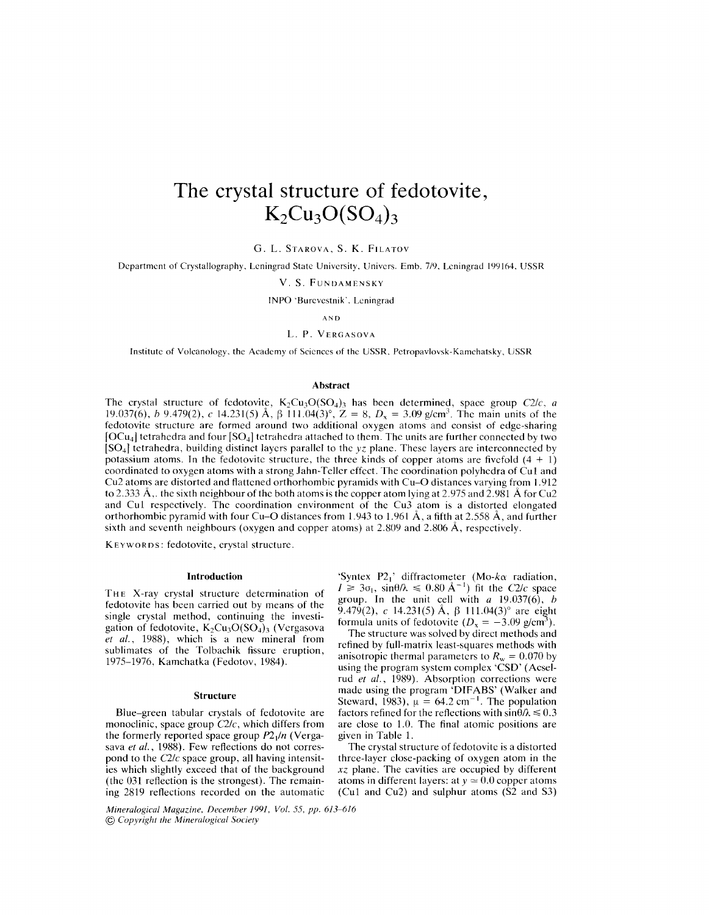# The crystal structure of fedotovite, $K_2Cu_3O(SO_4)_3$

G. L. Starova, S. K. Filatov

Department of Crystallography, Leningrad State University, Univers. Emb. 7/9, Leningrad 199164, USSR

V. S. Fundamensky

INPO 'Burevestnik', Leningrad

AND

L. P. Vergasova

Institute of Volcanology, the Academy of Sciences of the USSR, Petropavlovsk-Kamchatsky, USSR

## Abstract

The crystal structure of fedotovite, $K_2Cu_3O(SO_4)_3$ has been determined, space group $C2/c$, $a$ 19.037(6), $b$ 9.479(2), $c$ 14.231(5) Å, $\beta$ 111.04(3)°, $Z = 8$, $D_x = 3.09$ g/cm$^3$. The main units of the fedotovite structure are formed around two additional oxygen atoms and consist of edge-sharing $[OCu_4]$ tetrahedra and four $[SO_4]$ tetrahedra attached to them. The units are further connected by two $[SO_4]$ tetrahedra, building distinct layers parallel to the $yz$ plane. These layers are interconnected by potassium atoms. In the fedotovite structure, the three kinds of copper atoms are fivefold (4 + 1) coordinated to oxygen atoms with a strong Jahn-Teller effect. The coordination polyhedra of Cu1 and Cu2 atoms are distorted and flattened orthorhombic pyramids with Cu–O distances varying from 1.912 to 2.333 Å,. the sixth neighbour of the both atoms is the copper atom lying at 2.975 and 2.981 Å for Cu2 and Cu1 respectively. The coordination environment of the Cu3 atom is a distorted elongated orthorhombic pyramid with four Cu–O distances from 1.943 to 1.961 Å, a fifth at 2.558 Å, and further sixth and seventh neighbours (oxygen and copper atoms) at 2.809 and 2.806 Å, respectively.

Keywords: fedotovite, crystal structure.

## Introduction

The X-ray crystal structure determination of fedotovite has been carried out by means of the single crystal method, continuing the investigation of fedotovite, $K_2Cu_3O(SO_4)_3$ (Vergasova *et al.*, 1988), which is a new mineral from sublimates of the Tolbachik fissure eruption, 1975–1976, Kamchatka (Fedotov, 1984).

## Structure

Blue-green tabular crystals of fedotovite are monoclinic, space group $C2/c$, which differs from the formerly reported space group $P2_1/n$ (Vergasova *et al.*, 1988). Few reflections do not correspond to the $C2/c$ space group, all having intensities which slightly exceed that of the background (the 031 reflection is the strongest). The remaining 2819 reflections recorded on the automatic 'Syntex P2$_1$' diffractometer (Mo-$k\alpha$ radiation, $I \geqslant 3\sigma_I$, $\sin\theta/\lambda \leqslant 0.80$ Å$^{-1}$) fit the $C2/c$ space group. In the unit cell with $a$ 19.037(6), $b$ 9.479(2), $c$ 14.231(5) Å, $\beta$ 111.04(3)° are eight formula units of fedotovite ($D_x = -3.09$ g/cm$^3$).

The structure was solved by direct methods and refined by full-matrix least-squares methods with anisotropic thermal parameters to $R_w = 0.070$ by using the program system complex 'CSD' (Aeselrud *et al.*, 1989). Absorption corrections were made using the program 'DIFABS' (Walker and Steward, 1983), $\mu = 64.2$ cm$^{-1}$. The population factors refined for the reflections with $\sin\theta/\lambda \leqslant 0.3$ are close to 1.0. The final atomic positions are given in Table 1.

The crystal structure of fedotovite is a distorted three-layer close-packing of oxygen atom in the $xz$ plane. The cavities are occupied by different atoms in different layers: at $y \simeq 0.0$ copper atoms (Cu1 and Cu2) and sulphur atoms (S2 and S3)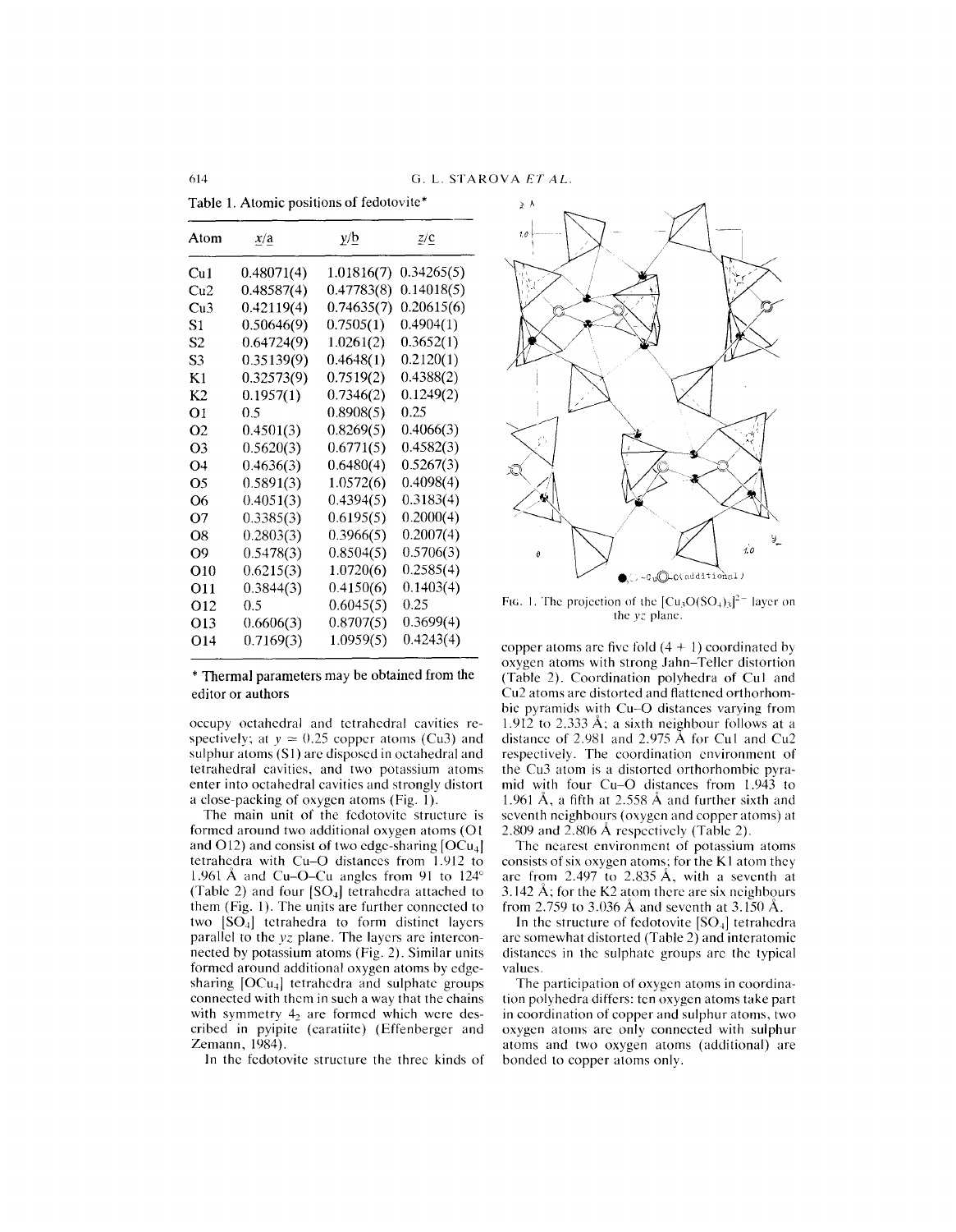Table 1. Atomic positions of fedotovite*

| Atom | x/a | y/b | z/c |
|---|---|---|---|
| Cu1 | 0.48071(4) | 1.01816(7) | 0.34265(5) |
| Cu2 | 0.48587(4) | 0.47783(8) | 0.14018(5) |
| Cu3 | 0.42119(4) | 0.74635(7) | 0.20615(6) |
| S1 | 0.50646(9) | 0.7505(1) | 0.4904(1) |
| S2 | 0.64724(9) | 1.0261(2) | 0.3652(1) |
| S3 | 0.35139(9) | 0.4648(1) | 0.2120(1) |
| K1 | 0.32573(9) | 0.7519(2) | 0.4388(2) |
| K2 | 0.1957(1) | 0.7346(2) | 0.1249(2) |
| O1 | 0.5 | 0.8908(5) | 0.25 |
| O2 | 0.4501(3) | 0.8269(5) | 0.4066(3) |
| O3 | 0.5620(3) | 0.6771(5) | 0.4582(3) |
| O4 | 0.4636(3) | 0.6480(4) | 0.5267(3) |
| O5 | 0.5891(3) | 1.0572(6) | 0.4098(4) |
| O6 | 0.4051(3) | 0.4394(5) | 0.3183(4) |
| O7 | 0.3385(3) | 0.6195(5) | 0.2000(4) |
| O8 | 0.2803(3) | 0.3966(5) | 0.2007(4) |
| O9 | 0.5478(3) | 0.8504(5) | 0.5706(3) |
| O10 | 0.6215(3) | 1.0720(6) | 0.2585(4) |
| O11 | 0.3844(3) | 0.4150(6) | 0.1403(4) |
| O12 | 0.5 | 0.6045(5) | 0.25 |
| O13 | 0.6606(3) | 0.8707(5) | 0.3699(4) |
| O14 | 0.7169(3) | 1.0959(5) | 0.4243(4) |

\* Thermal parameters may be obtained from the editor or authors

occupy octahedral and tetrahedral cavities respectively; at $y = 0.25$ copper atoms (Cu3) and sulphur atoms (S1) are disposed in octahedral and tetrahedral cavities, and two potassium atoms enter into octahedral cavities and strongly distort a close-packing of oxygen atoms (Fig. 1).

The main unit of the fedotovite structure is formed around two additional oxygen atoms (O1 and O12) and consist of two edge-sharing $[OCu_4]$ tetrahedra with Cu–O distances from 1.912 to 1.961 Å and Cu–O–Cu angles from 91 to 124° (Table 2) and four $[SO_4]$ tetrahedra attached to them (Fig. 1). The units are further connected to two $[SO_4]$ tetrahedra to form distinct layers parallel to the $yz$ plane. The layers are interconnected by potassium atoms (Fig. 2). Similar units formed around additional oxygen atoms by edge-sharing $[OCu_4]$ tetrahedra and sulphate groups connected with them in such a way that the chains with symmetry $4_2$ are formed which were described in pyipite (caratiite) (Effenberger and Zemann, 1984).

In the fedotovite structure the three kinds of

FIG. 1. The projection of the $[Cu_3O(SO_4)_3]^{2-}$ layer on the $yz$ plane.

copper atoms are five fold (4 + 1) coordinated by oxygen atoms with strong Jahn–Teller distortion (Table 2). Coordination polyhedra of Cu1 and Cu2 atoms are distorted and flattened orthorhombic pyramids with Cu–O distances varying from 1.912 to 2.333 Å; a sixth neighbour follows at a distance of 2.981 and 2.975 Å for Cu1 and Cu2 respectively. The coordination environment of the Cu3 atom is a distorted orthorhombic pyramid with four Cu–O distances from 1.943 to 1.961 Å, a fifth at 2.558 Å and further sixth and seventh neighbours (oxygen and copper atoms) at 2.809 and 2.806 Å respectively (Table 2).

The nearest environment of potassium atoms consists of six oxygen atoms; for the K1 atom they are from 2.497 to 2.835 Å, with a seventh at 3.142 Å; for the K2 atom there are six neighbours from 2.759 to 3.036 Å and seventh at 3.150 Å.

In the structure of fedotovite $[SO_4]$ tetrahedra are somewhat distorted (Table 2) and interatomic distances in the sulphate groups are the typical values.

The participation of oxygen atoms in coordination polyhedra differs: ten oxygen atoms take part in coordination of copper and sulphur atoms, two oxygen atoms are only connected with sulphur atoms and two oxygen atoms (additional) are bonded to copper atoms only.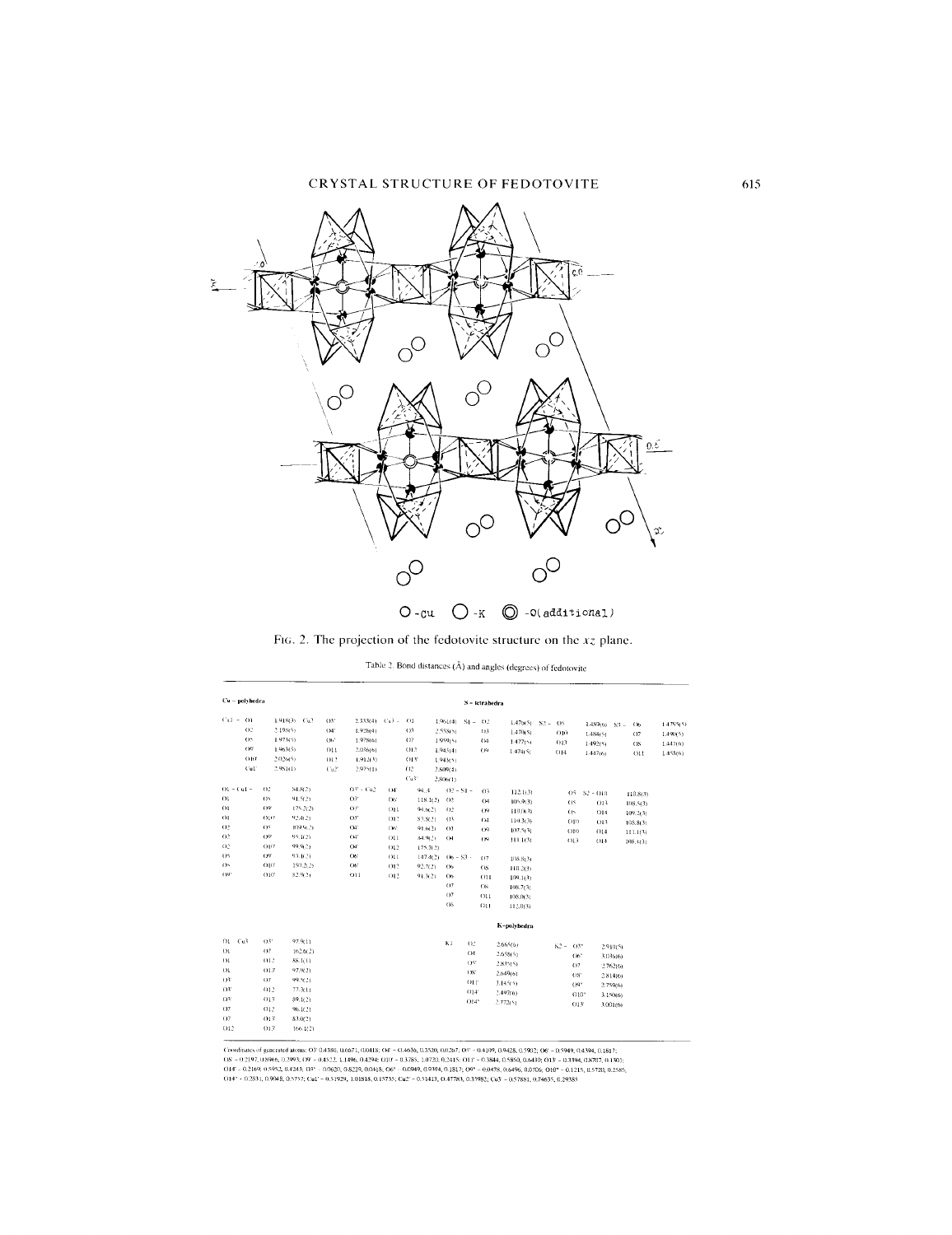O -Cu O -K ◎ -O(additional)

FIG. 2. The projection of the fedotovite structure on the *xz* plane.

Table 2. Bond distances (Å) and angles (degrees) of fedotovite

**Cu – polyhedra**

| | | | | | | | |
|---|---|---|---|---|---|---|---|
| Cu1 – O1 | 1.918(3) | Cu2 – O3' | 2.333(4) | Cu3 – O1 | 1.964(4) | | |
| O2 | 2.198(5) | O4' | 1.926(4) | O3 | 2.558(5) | | |
| O5 | 1.973(3) | O6' | 1.978(6) | O7 | 1.959(5) | | |
| O9' | 1.963(5) | O11 | 2.036(6) | O12 | 1.943(4) | | |
| O10' | 2.026(5) | O12 | 1.912(5) | O13' | 1.943(5) | | |
| Cu1' | 2.981(1) | Cu2' | 2.975(1) | O2 | 2.609(4) | | |
| | | | | Cu3' | 2.806(1) | | |

| | | | | | | | |
|---|---|---|---|---|---|---|---|
| O1 – Cu1 – | O2 | 84.8(2) | O3' – Cu2 – | O4' | 94.4 |
| O1 | O5 | 91.5(2) | O3' | O6' | 118.1(2) |
| O1 | O9' | 175.2(2) | O3' | O11 | 94.6(2) |
| O1 | O10' | 92.4(2) | O3' | O12 | 87.8(2) |
| O2 | O5 | 109.9(2) | O4' | O6' | 91.6(2) |
| O2 | O9' | 95.1(2) | O4' | O11 | 84.9(2) |
| O2 | O10' | 99.9(2) | O4' | O12 | 175.7(2) |
| O5 | O9' | 93.1(2) | O6' | O11 | 147.4(2) |
| O5 | O10' | 150.2(2) | O6' | O12 | 92.7(2) |
| O9' | O10' | 82.9(2) | O11 | O12 | 91.3(2) |

| | | |
|---|---|---|
| O1 – Cu3 – | O3' | 97.9(1) |
| O1 | O7 | 162.6(2) |
| O1 | O12 | 88.1(1) |
| O1 | O13' | 97.9(2) |
| O3' | O7 | 99.9(2) |
| O3' | O12 | 77.3(1) |
| O3' | O13' | 89.1(2) |
| O7 | O12 | 96.1(2) |
| O7 | O13' | 83.0(2) |
| O12 | O13' | 166.1(2) |

**S – tetrahedra**

| | | | | | | | |
|---|---|---|---|---|---|---|---|
| S1 – O2 | 1.470(5) | S2 – O5 | 1.489(6) | S3 – O6 | 1.479(5) | | |
| O3 | 1.470(5) | O10 | 1.484(5) | O7 | 1.490(5) | | |
| O4 | 1.477(5) | O13 | 1.492(5) | O8 | 1.447(6) | | |
| O9 | 1.474(5) | O14 | 1.447(6) | O11 | 1.455(6) | | |

| | | | | | |
|---|---|---|---|---|---|
| O2 – S1 – | O3 | 112.1(3) | O5 – S2 – | O10 | 110.8(3) |
| O2 | O4 | 109.9(3) | O5 | O13 | 108.5(3) |
| O2 | O9 | 110.0(3) | O5 | O14 | 109.2(3) |
| O3 | O4 | 110.3(3) | O10 | O13 | 108.8(3) |
| O3 | O9 | 107.5(3) | O10 | O14 | 111.1(3) |
| O4 | O9 | 111.1(3) | O13 | O14 | 108.4(3) |
| O6 – S3 – | O7 | 108.8(3) | | | |
| O6 | O8 | 110.2(3) | | | |
| O6 | O11 | 109.1(3) | | | |
| O7 | O8 | 108.7(3) | | | |
| O7 | O11 | 108.0(3) | | | |
| O8 | O11 | 112.0(3) | | | |

**K-polyhedra**

| | | | |
|---|---|---|---|
| K1 – O2 | 2.665(6) | K2 – O3'' | 2.910(5) |
| O4 | 2.658(5) | O6' | 3.036(6) |
| O5' | 2.835(5) | O7 | 2.762(6) |
| O8' | 2.649(6) | O8' | 2.814(6) |
| O11' | 3.145(5) | O9'' | 2.759(6) |
| O14' | 2.497(6) | O10'' | 3.150(6) |
| O14'' | 2.772(5) | O13' | 3.001(6) |

Coordinates of generated atoms: O3' 0.4380, 0.6671, 0.0418; O4' – 0.4636, 0.3520, 0.0267; O5' – 0.4109, 0.9428, 0.5902; O6' – 0.5949, 0.4394, 0.1817; O8' – 0.2197, 0.8966, 0.7993; O9' – 0.4522, 1.1496, 0.4294; O10' – 0.3785, 1.0720, 0.2415; O11' – 0.3844, 0.5850, 0.6430; O13' – 0.3394, 0.8707, 0.1303; O14' – 0.2169, 0.5952, 0.4243; O3'' – 0.0620, 0.8229, 0.0418; O6'' – 0.0949, 0.9394, 0.1817; O9'' – 0.0478, 0.6496, 0.0706; O10'' – 0.1215, 0.5720, 0.2585; O14'' – 0.2831, 0.9048, 0.5757; Cu1' – 0.51929, 1.01818, 0.15735; Cu2' – 0.51413, 0.47783, 0.33982; Cu3 – 0.57881, 0.74635, 0.29385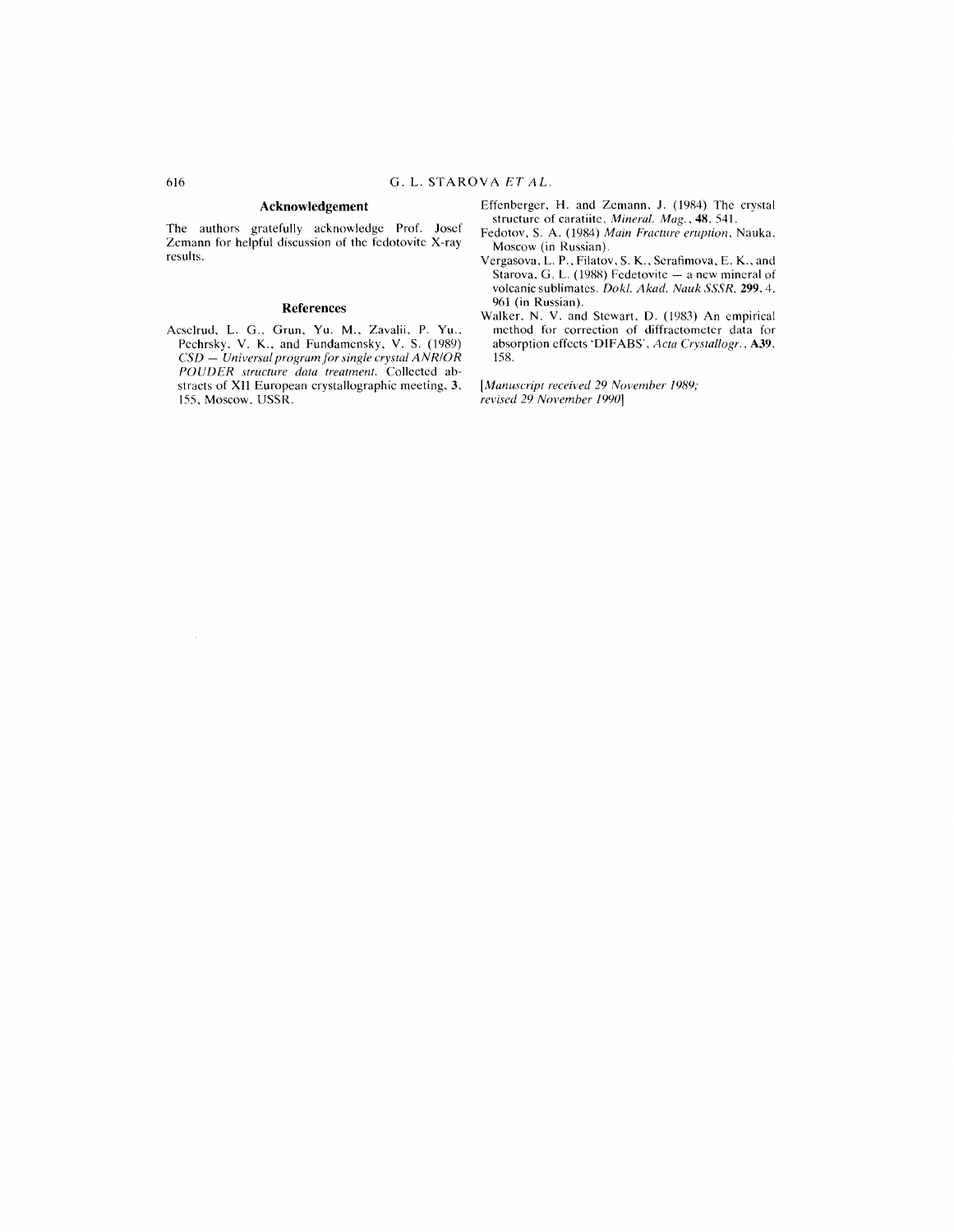## Acknowledgement

The authors gratefully acknowledge Prof. Josef Zemann for helpful discussion of the fedotovite X-ray results.

## References

Acselrud, L. G., Grun, Yu. M., Zavalii, P. Yu., Pechrsky, V. K., and Fundamensky, V. S. (1989) *CSD — Universal program for single crystal ANR/OR POUDER structure data treatment.* Collected abstracts of XII European crystallographic meeting, **3**, 155, Moscow, USSR.

Effenberger, H. and Zemann, J. (1984) The crystal structure of caratiite. *Mineral. Mag.*, **48**, 541.

Fedotov, S. A. (1984) *Main Fracture eruption*, Nauka, Moscow (in Russian).

Vergasova, L. P., Filatov, S. K., Serafimova, E. K., and Starova, G. L. (1988) Fedetovite — a new mineral of volcanic sublimates. *Dokl. Akad. Nauk SSSR*, **299**, 4, 961 (in Russian).

Walker, N. V. and Stewart, D. (1983) An empirical method for correction of diffractometer data for absorption effects 'DIFABS'. *Acta Crystallogr.*, **A39**, 158.

[*Manuscript received 29 November 1989; revised 29 November 1990*]